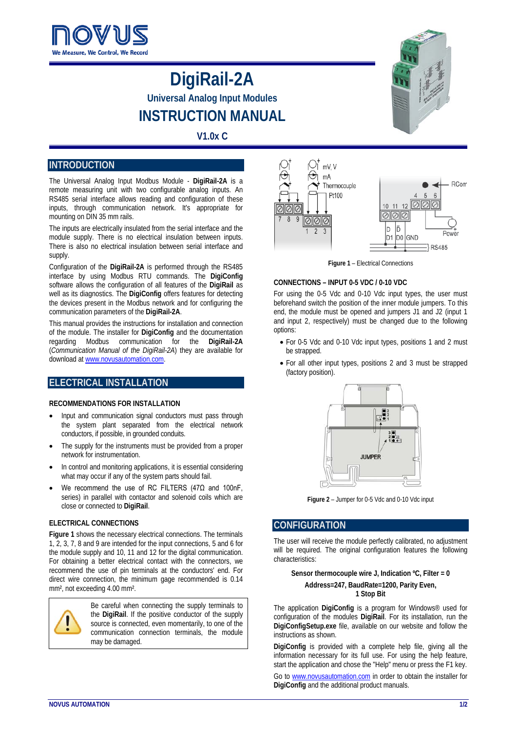# DigiRail-2A

## Universal Analog Input Modules

## INSTRUCTION MANUAL

**V1.0x C**

## INTRODUCTION

The Universal Analog Input Modbus Module - **DigiRail-2A** is a remote measuring unit with two configurable analog inputs. An RS485 serial interface allows reading and configuration of these inputs, through communication network. It's appropriate for mounting on DIN 35 mm rails.

The inputs are electrically insulated from the serial interface and the module supply. There is no electrical insulation between inputs. There is also no electrical insulation between serial interface and supply.

Configuration of the **DigiRail-2A** is performed through the RS485 interface by using Modbus RTU commands. The **DigiConfig** software allows the configuration of all features of the **DigiRail** as well as its diagnostics. The **DigiConfig** offers features for detecting the devices present in the Modbus network and for configuring the communication parameters of the **DigiRail-2A**.

This manual provides the instructions for installation and connection of the module. The installer for **DigiConfig** and the documentation regarding Modbus communication for the **DigiRail-2A** (*Communication Manual of the DigiRail-2A*) they are available for download at www.novusautomation.com.

## ELECTRICAL INSTALLATION

### RECOMMENDATIONS FOR INSTALLATION

- Input and communication signal conductors must pass through the system plant separated from the electrical network conductors, if possible, in grounded conduits.
- The supply for the instruments must be provided from a proper network for instrumentation.
- In control and monitoring applications, it is essential considering what may occur if any of the system parts should fail.
- We recommend the use of RC FILTERS (47Ω and 100nF, series) in parallel with contactor and solenoid coils which are close or connected to **DigiRail**.

### ELECTRICAL CONNECTIONS

**Figure 1** shows the necessary electrical connections. The terminals 1, 2, 3, 7, 8 and 9 are intended for the input connections, 5 and 6 for the module supply and 10, 11 and 12 for the digital communication. For obtaining a better electrical contact with the connectors, we recommend the use of pin terminals at the conductors' end. For direct wire connection, the minimum gage recommended is 0.14 mm², not exceeding 4.00 mm².

Be careful when connecting the supply terminals to the **DigiRail**. If the positive conductor of the supply source is connected, even momentarily, to one of the communication connection terminals, the module may be damaged.

**Figure 1** – Electrical Connections

### CONNECTIONS – INPUT 0-5 VDC / 0-10 VDC

For using the 0-5 Vdc and 0-10 Vdc input types, the user must beforehand switch the position of the inner module jumpers. To this end, the module must be opened and jumpers J1 and J2 (input 1 and input 2, respectively) must be changed due to the following options:

- For 0-5 Vdc and 0-10 Vdc input types, positions 1 and 2 must be strapped.
- For all other input types, positions 2 and 3 must be strapped (factory position).

**Figure 2** – Jumper for 0-5 Vdc and 0-10 Vdc input

## CONFIGURATION

The user will receive the module perfectly calibrated, no adjustment will be required. The original configuration features the following characteristics:

**Sensor thermocouple wire J, Indication ºC, Filter = 0**
**Address=247, BaudRate=1200, Parity Even,**
**1 Stop Bit**

The application **DigiConfig** is a program for Windows® used for configuration of the modules **DigiRail**. For its installation, run the **DigiConfigSetup.exe** file, available on our website and follow the instructions as shown.

**DigiConfig** is provided with a complete help file, giving all the information necessary for its full use. For using the help feature, start the application and chose the "Help" menu or press the F1 key.

Go to www.novusautomation.com in order to obtain the installer for **DigiConfig** and the additional product manuals.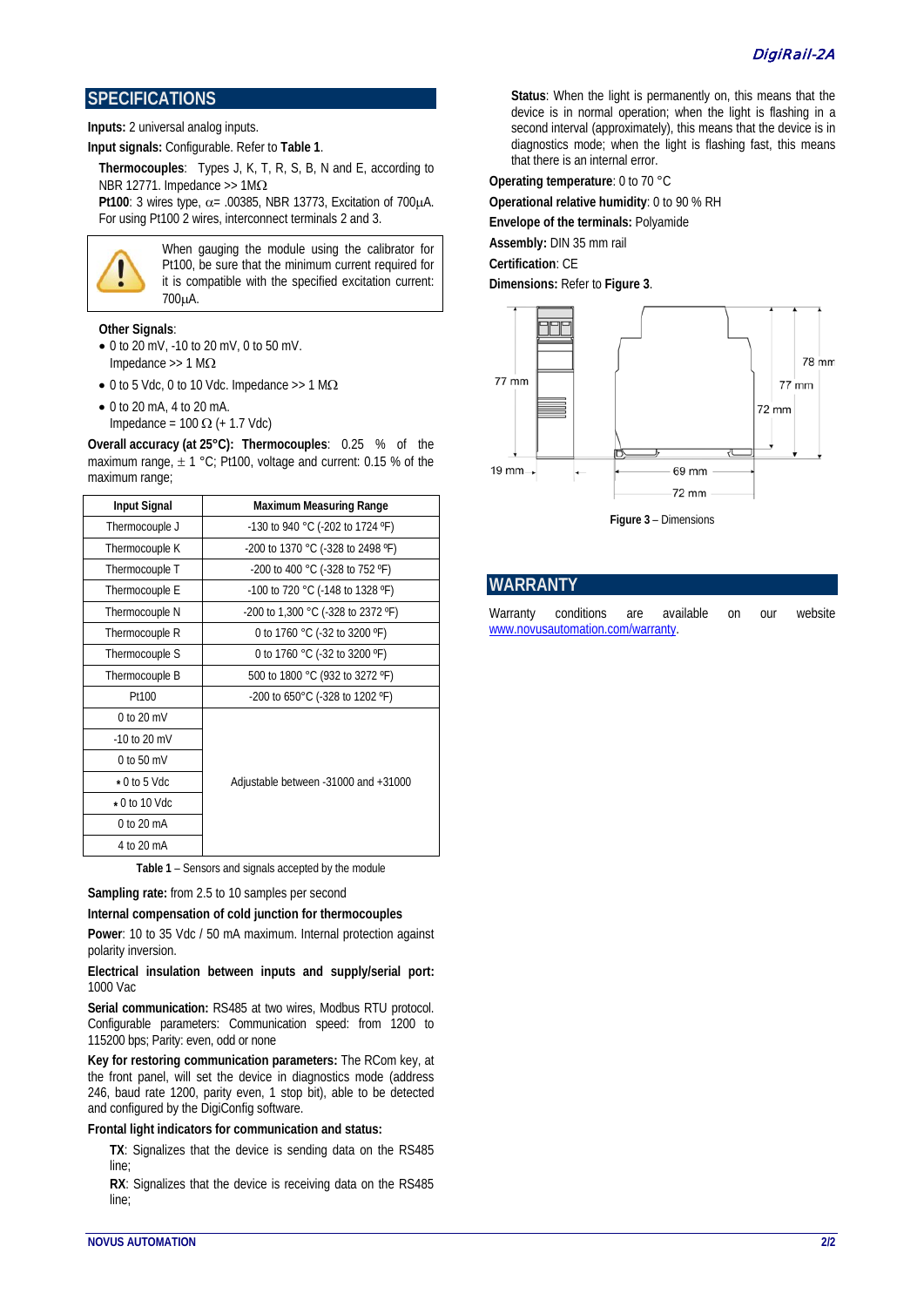## SPECIFICATIONS

**Inputs:** 2 universal analog inputs.

**Input signals:** Configurable. Refer to **Table 1**.

**Thermocouples**: Types J, K, T, R, S, B, N and E, according to NBR 12771. Impedance >> 1MΩ

**Pt100**: 3 wires type, α= .00385, NBR 13773, Excitation of 700µA. For using Pt100 2 wires, interconnect terminals 2 and 3.

> When gauging the module using the calibrator for Pt100, be sure that the minimum current required for it is compatible with the specified excitation current: 700µA.

**Other Signals**:

- 0 to 20 mV, -10 to 20 mV, 0 to 50 mV. Impedance >> 1 MΩ
- 0 to 5 Vdc, 0 to 10 Vdc. Impedance >> 1 MΩ
- 0 to 20 mA, 4 to 20 mA. Impedance = 100 Ω (+ 1.7 Vdc)

**Overall accuracy (at 25°C): Thermocouples**: 0.25 % of the maximum range, ± 1 °C; Pt100, voltage and current: 0.15 % of the maximum range;

| Input Signal | Maximum Measuring Range |
|---|---|
| Thermocouple J | -130 to 940 °C (-202 to 1724 ºF) |
| Thermocouple K | -200 to 1370 °C (-328 to 2498 ºF) |
| Thermocouple T | -200 to 400 °C (-328 to 752 ºF) |
| Thermocouple E | -100 to 720 °C (-148 to 1328 ºF) |
| Thermocouple N | -200 to 1,300 °C (-328 to 2372 ºF) |
| Thermocouple R | 0 to 1760 °C (-32 to 3200 ºF) |
| Thermocouple S | 0 to 1760 °C (-32 to 3200 ºF) |
| Thermocouple B | 500 to 1800 °C (932 to 3272 ºF) |
| Pt100 | -200 to 650°C (-328 to 1202 ºF) |
| 0 to 20 mV | Adjustable between -31000 and +31000 |
| -10 to 20 mV | |
| 0 to 50 mV | |
| * 0 to 5 Vdc | |
| * 0 to 10 Vdc | |
| 0 to 20 mA | |
| 4 to 20 mA | |

**Table 1** – Sensors and signals accepted by the module

**Sampling rate:** from 2.5 to 10 samples per second

**Internal compensation of cold junction for thermocouples**

**Power**: 10 to 35 Vdc / 50 mA maximum. Internal protection against polarity inversion.

**Electrical insulation between inputs and supply/serial port:** 1000 Vac

**Serial communication:** RS485 at two wires, Modbus RTU protocol. Configurable parameters: Communication speed: from 1200 to 115200 bps; Parity: even, odd or none

**Key for restoring communication parameters:** The RCom key, at the front panel, will set the device in diagnostics mode (address 246, baud rate 1200, parity even, 1 stop bit), able to be detected and configured by the DigiConfig software.

**Frontal light indicators for communication and status:**

**TX**: Signalizes that the device is sending data on the RS485 line;

**RX**: Signalizes that the device is receiving data on the RS485 line;

**Status**: When the light is permanently on, this means that the device is in normal operation; when the light is flashing in a second interval (approximately), this means that the device is in diagnostics mode; when the light is flashing fast, this means that there is an internal error.

**Operating temperature**: 0 to 70 °C

**Operational relative humidity**: 0 to 90 % RH

**Envelope of the terminals:** Polyamide

**Assembly:** DIN 35 mm rail

**Certification**: CE

**Dimensions:** Refer to **Figure 3**.

77 mm
19 mm
78 mm
77 mm
72 mm
69 mm
72 mm

**Figure 3** – Dimensions

## WARRANTY

Warranty conditions are available on our website www.novusautomation.com/warranty.